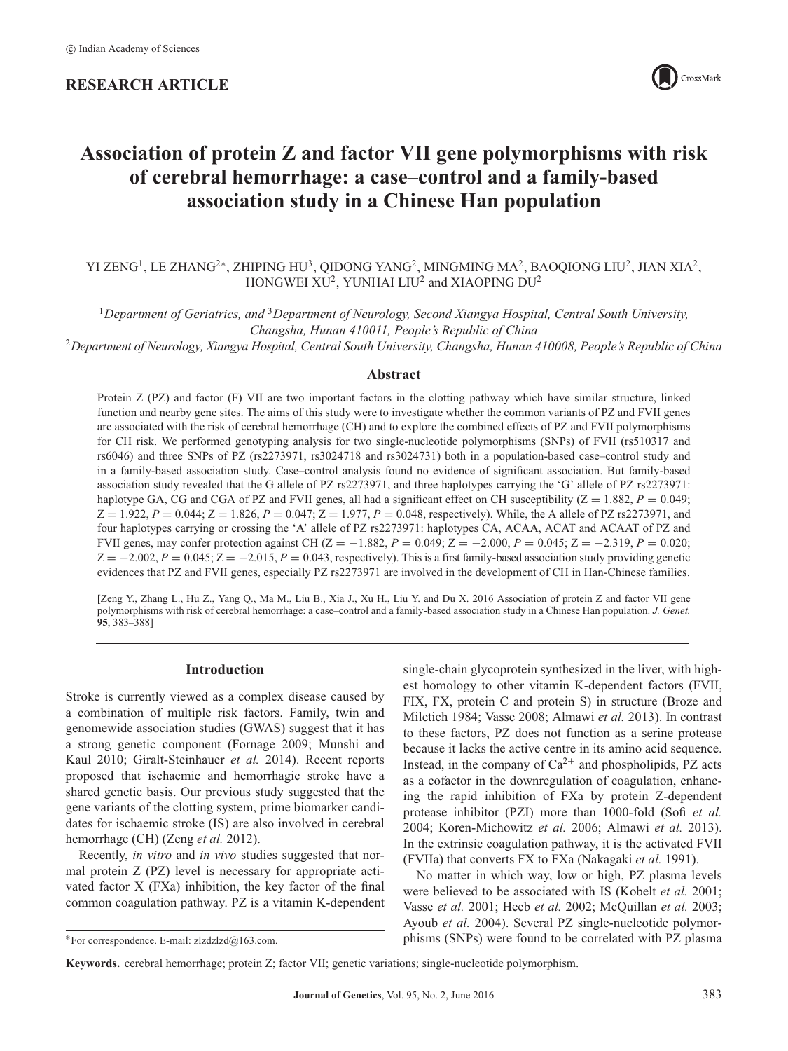© Indian Academy of Sciences

**RESEARCH ARTICLE**

# Association of protein Z and factor VII gene polymorphisms with risk of cerebral hemorrhage: a case–control and a family-based association study in a Chinese Han population

YI ZENG[1], LE ZHANG[2*], ZHIPING HU[3], QIDONG YANG[2], MINGMING MA[2], BAOQIONG LIU[2], JIAN XIA[2], HONGWEI XU[2], YUNHAI LIU[2] and XIAOPING DU[2]

[1]*Department of Geriatrics, and* [3]*Department of Neurology, Second Xiangya Hospital, Central South University, Changsha, Hunan 410011, People's Republic of China*

[2]*Department of Neurology, Xiangya Hospital, Central South University, Changsha, Hunan 410008, People's Republic of China*

## Abstract

Protein Z (PZ) and factor (F) VII are two important factors in the clotting pathway which have similar structure, linked function and nearby gene sites. The aims of this study were to investigate whether the common variants of PZ and FVII genes are associated with the risk of cerebral hemorrhage (CH) and to explore the combined effects of PZ and FVII polymorphisms for CH risk. We performed genotyping analysis for two single-nucleotide polymorphisms (SNPs) of FVII (rs510317 and rs6046) and three SNPs of PZ (rs2273971, rs3024718 and rs3024731) both in a population-based case–control study and in a family-based association study. Case–control analysis found no evidence of significant association. But family-based association study revealed that the G allele of PZ rs2273971, and three haplotypes carrying the 'G' allele of PZ rs2273971: haplotype GA, CG and CGA of PZ and FVII genes, all had a significant effect on CH susceptibility ($Z = 1.882$, $P = 0.049$; $Z = 1.922$, $P = 0.044$; $Z = 1.826$, $P = 0.047$; $Z = 1.977$, $P = 0.048$, respectively). While, the A allele of PZ rs2273971, and four haplotypes carrying or crossing the 'A' allele of PZ rs2273971: haplotypes CA, ACAA, ACAT and ACAAT of PZ and FVII genes, may confer protection against CH ($Z = -1.882$, $P = 0.049$; $Z = -2.000$, $P = 0.045$; $Z = -2.319$, $P = 0.020$; $Z = -2.002$, $P = 0.045$; $Z = -2.015$, $P = 0.043$, respectively). This is a first family-based association study providing genetic evidences that PZ and FVII genes, especially PZ rs2273971 are involved in the development of CH in Han-Chinese families.

[Zeng Y., Zhang L., Hu Z., Yang Q., Ma M., Liu B., Xia J., Xu H., Liu Y. and Du X. 2016 Association of protein Z and factor VII gene polymorphisms with risk of cerebral hemorrhage: a case–control and a family-based association study in a Chinese Han population. *J. Genet.* **95**, 383–388]

## Introduction

Stroke is currently viewed as a complex disease caused by a combination of multiple risk factors. Family, twin and genomewide association studies (GWAS) suggest that it has a strong genetic component (Fornage 2009; Munshi and Kaul 2010; Giralt-Steinhauer *et al.* 2014). Recent reports proposed that ischaemic and hemorrhagic stroke have a shared genetic basis. Our previous study suggested that the gene variants of the clotting system, prime biomarker candidates for ischaemic stroke (IS) are also involved in cerebral hemorrhage (CH) (Zeng *et al.* 2012).

Recently, *in vitro* and *in vivo* studies suggested that normal protein Z (PZ) level is necessary for appropriate activated factor X (FXa) inhibition, the key factor of the final common coagulation pathway. PZ is a vitamin K-dependent single-chain glycoprotein synthesized in the liver, with highest homology to other vitamin K-dependent factors (FVII, FIX, FX, protein C and protein S) in structure (Broze and Miletich 1984; Vasse 2008; Almawi *et al.* 2013). In contrast to these factors, PZ does not function as a serine protease because it lacks the active centre in its amino acid sequence. Instead, in the company of $Ca^{2+}$ and phospholipids, PZ acts as a cofactor in the downregulation of coagulation, enhancing the rapid inhibition of FXa by protein Z-dependent protease inhibitor (PZI) more than 1000-fold (Sofi *et al.* 2004; Koren-Michowitz *et al.* 2006; Almawi *et al.* 2013). In the extrinsic coagulation pathway, it is the activated FVII (FVIIa) that converts FX to FXa (Nakagaki *et al.* 1991).

No matter in which way, low or high, PZ plasma levels were believed to be associated with IS (Kobelt *et al.* 2001; Vasse *et al.* 2001; Heeb *et al.* 2002; McQuillan *et al.* 2003; Ayoub *et al.* 2004). Several PZ single-nucleotide polymorphisms (SNPs) were found to be correlated with PZ plasma

*For correspondence. E-mail: zlzdzlzd@163.com.

**Keywords.** cerebral hemorrhage; protein Z; factor VII; genetic variations; single-nucleotide polymorphism.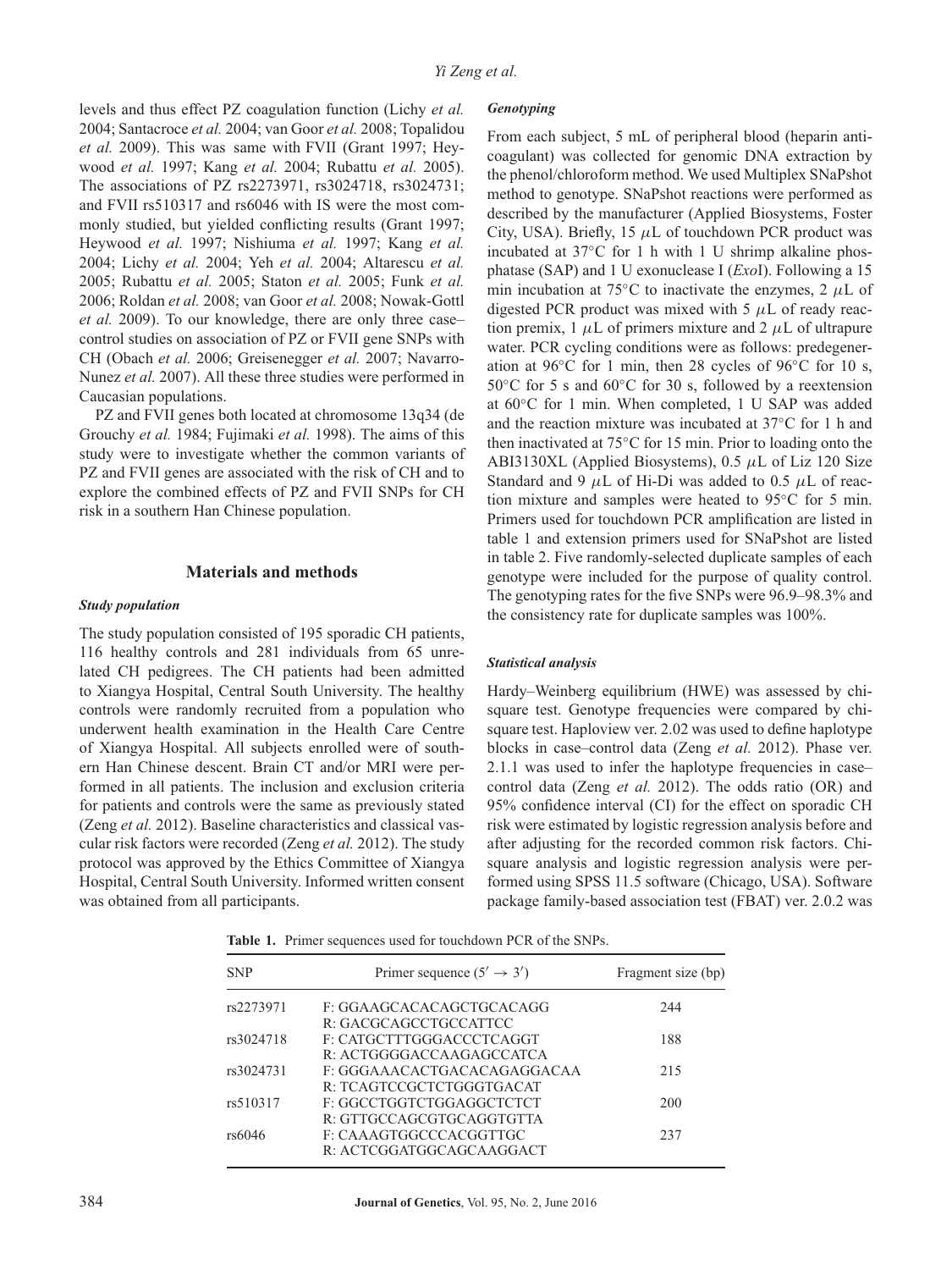levels and thus effect PZ coagulation function (Lichy *et al.* 2004; Santacroce *et al.* 2004; van Goor *et al.* 2008; Topalidou *et al.* 2009). This was same with FVII (Grant 1997; Heywood *et al.* 1997; Kang *et al.* 2004; Rubattu *et al.* 2005). The associations of PZ rs2273971, rs3024718, rs3024731; and FVII rs510317 and rs6046 with IS were the most commonly studied, but yielded conflicting results (Grant 1997; Heywood *et al.* 1997; Nishiuma *et al.* 1997; Kang *et al.* 2004; Lichy *et al.* 2004; Yeh *et al.* 2004; Altarescu *et al.* 2005; Rubattu *et al.* 2005; Staton *et al.* 2005; Funk *et al.* 2006; Roldan *et al.* 2008; van Goor *et al.* 2008; Nowak-Gottl *et al.* 2009). To our knowledge, there are only three case–control studies on association of PZ or FVII gene SNPs with CH (Obach *et al.* 2006; Greisenegger *et al.* 2007; Navarro-Nunez *et al.* 2007). All these three studies were performed in Caucasian populations.

PZ and FVII genes both located at chromosome 13q34 (de Grouchy *et al.* 1984; Fujimaki *et al.* 1998). The aims of this study were to investigate whether the common variants of PZ and FVII genes are associated with the risk of CH and to explore the combined effects of PZ and FVII SNPs for CH risk in a southern Han Chinese population.

## Materials and methods

### *Study population*

The study population consisted of 195 sporadic CH patients, 116 healthy controls and 281 individuals from 65 unrelated CH pedigrees. The CH patients had been admitted to Xiangya Hospital, Central South University. The healthy controls were randomly recruited from a population who underwent health examination in the Health Care Centre of Xiangya Hospital. All subjects enrolled were of southern Han Chinese descent. Brain CT and/or MRI were performed in all patients. The inclusion and exclusion criteria for patients and controls were the same as previously stated (Zeng *et al.* 2012). Baseline characteristics and classical vascular risk factors were recorded (Zeng *et al.* 2012). The study protocol was approved by the Ethics Committee of Xiangya Hospital, Central South University. Informed written consent was obtained from all participants.

### *Genotyping*

From each subject, 5 mL of peripheral blood (heparin anticoagulant) was collected for genomic DNA extraction by the phenol/chloroform method. We used Multiplex SNaPshot method to genotype. SNaPshot reactions were performed as described by the manufacturer (Applied Biosystems, Foster City, USA). Briefly, 15 $\mu$L of touchdown PCR product was incubated at 37°C for 1 h with 1 U shrimp alkaline phosphatase (SAP) and 1 U exonuclease I (*Exo*I). Following a 15 min incubation at 75°C to inactivate the enzymes, 2 $\mu$L of digested PCR product was mixed with 5 $\mu$L of ready reaction premix, 1 $\mu$L of primers mixture and 2 $\mu$L of ultrapure water. PCR cycling conditions were as follows: predegeneration at 96°C for 1 min, then 28 cycles of 96°C for 10 s, 50°C for 5 s and 60°C for 30 s, followed by a reextension at 60°C for 1 min. When completed, 1 U SAP was added and the reaction mixture was incubated at 37°C for 1 h and then inactivated at 75°C for 15 min. Prior to loading onto the ABI3130XL (Applied Biosystems), 0.5 $\mu$L of Liz 120 Size Standard and 9 $\mu$L of Hi-Di was added to 0.5 $\mu$L of reaction mixture and samples were heated to 95°C for 5 min. Primers used for touchdown PCR amplification are listed in table 1 and extension primers used for SNaPshot are listed in table 2. Five randomly-selected duplicate samples of each genotype were included for the purpose of quality control. The genotyping rates for the five SNPs were 96.9–98.3% and the consistency rate for duplicate samples was 100%.

### *Statistical analysis*

Hardy–Weinberg equilibrium (HWE) was assessed by chi-square test. Genotype frequencies were compared by chi-square test. Haploview ver. 2.02 was used to define haplotype blocks in case–control data (Zeng *et al.* 2012). Phase ver. 2.1.1 was used to infer the haplotype frequencies in case–control data (Zeng *et al.* 2012). The odds ratio (OR) and 95% confidence interval (CI) for the effect on sporadic CH risk were estimated by logistic regression analysis before and after adjusting for the recorded common risk factors. Chi-square analysis and logistic regression analysis were performed using SPSS 11.5 software (Chicago, USA). Software package family-based association test (FBAT) ver. 2.0.2 was

**Table 1.** Primer sequences used for touchdown PCR of the SNPs.

| SNP | Primer sequence (5′ → 3′) | Fragment size (bp) |
|---|---|---|
| rs2273971 | F: GGAAGCACACAGCTGCACAGG<br>R: GACGCAGCCTGCCATTCC | 244 |
| rs3024718 | F: CATGCTTTGGGACCCTCAGGT<br>R: ACTGGGGACCAAGAGCCATCA | 188 |
| rs3024731 | F: GGGAAACACTGACACAGAGGACAA<br>R: TCAGTCCGCTCTGGGTGACAT | 215 |
| rs510317 | F: GGCCTGGTCTGGAGGCTCTCT<br>R: GTTGCCAGCGTGCAGGTGTTA | 200 |
| rs6046 | F: CAAAGTGGCCCACGGTTGC<br>R: ACTCGGATGGCAGCAAGGACT | 237 |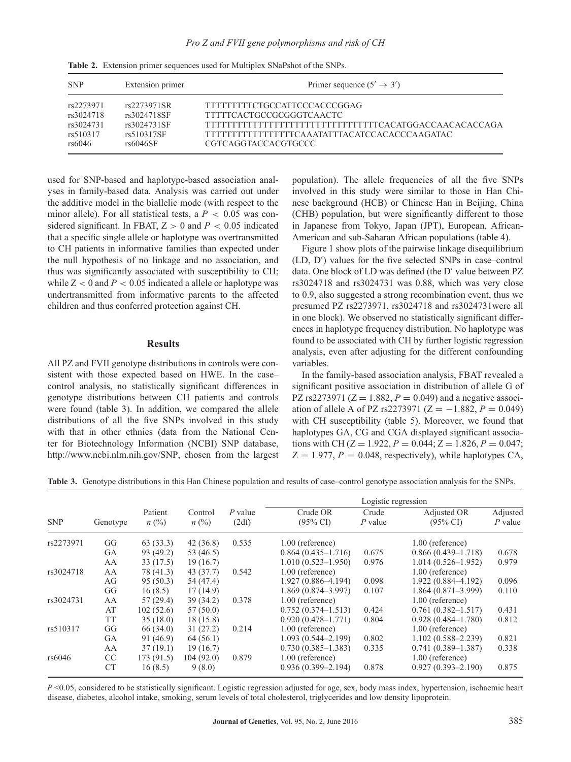**Table 2.** Extension primer sequences used for Multiplex SNaPshot of the SNPs.

| SNP | Extension primer | Primer sequence ($5' \rightarrow 3'$) |
|---|---|---|
| rs2273971 | rs2273971SR | TTTTTTTTTCTGCCATTCCCACCCGGAG |
| rs3024718 | rs3024718SF | TTTTTCACTGCCGCGGGTCAACTC |
| rs3024731 | rs3024731SF | TTTTTTTTTTTTTTTTTTTTTTTTTTTTTTTTTCACATGGACCAACACACCAGA |
| rs510317 | rs510317SF | TTTTTTTTTTTTTTTTTCAAATATTTACATCCACACCCAAGATAC |
| rs6046 | rs6046SF | CGTCAGGTACCACGTGCCC |

used for SNP-based and haplotype-based association analyses in family-based data. Analysis was carried out under the additive model in the biallelic mode (with respect to the minor allele). For all statistical tests, a $P < 0.05$ was considered significant. In FBAT, $Z > 0$ and $P < 0.05$ indicated that a specific single allele or haplotype was overtransmitted to CH patients in informative families than expected under the null hypothesis of no linkage and no association, and thus was significantly associated with susceptibility to CH; while $Z < 0$ and $P < 0.05$ indicated a allele or haplotype was undertransmitted from informative parents to the affected children and thus conferred protection against CH.

## Results

All PZ and FVII genotype distributions in controls were consistent with those expected based on HWE. In the case–control analysis, no statistically significant differences in genotype distributions between CH patients and controls were found (table 3). In addition, we compared the allele distributions of all the five SNPs involved in this study with that in other ethnics (data from the National Center for Biotechnology Information (NCBI) SNP database, http://www.ncbi.nlm.nih.gov/SNP, chosen from the largest population). The allele frequencies of all the five SNPs involved in this study were similar to those in Han Chinese background (HCB) or Chinese Han in Beijing, China (CHB) population, but were significantly different to those in Japanese from Tokyo, Japan (JPT), European, African-American and sub-Saharan African populations (table 4).

Figure 1 show plots of the pairwise linkage disequilibrium (LD, D′) values for the five selected SNPs in case–control data. One block of LD was defined (the D′ value between PZ rs3024718 and rs3024731 was 0.88, which was very close to 0.9, also suggested a strong recombination event, thus we presumed PZ rs2273971, rs3024718 and rs3024731were all in one block). We observed no statistically significant differences in haplotype frequency distribution. No haplotype was found to be associated with CH by further logistic regression analysis, even after adjusting for the different confounding variables.

In the family-based association analysis, FBAT revealed a significant positive association in distribution of allele G of PZ rs2273971 ($Z = 1.882$, $P = 0.049$) and a negative association of allele A of PZ rs2273971 ($Z = -1.882$, $P = 0.049$) with CH susceptibility (table 5). Moreover, we found that haplotypes GA, CG and CGA displayed significant associations with CH ($Z = 1.922$, $P = 0.044$; $Z = 1.826$, $P = 0.047$; $Z = 1.977$, $P = 0.048$, respectively), while haplotypes CA,

**Table 3.** Genotype distributions in this Han Chinese population and results of case–control genotype association analysis for the SNPs.

| | | | | | Logistic regression | | | |
|---|---|---|---|---|---|---|---|---|
| SNP | Genotype | Patient *n* (%) | Control *n* (%) | *P* value (2df) | Crude OR (95% CI) | Crude *P* value | Adjusted OR (95% CI) | Adjusted *P* value |
| rs2273971 | GG | 63 (33.3) | 42 (36.8) | 0.535 | 1.00 (reference) | | 1.00 (reference) | |
| | GA | 93 (49.2) | 53 (46.5) | | 0.864 (0.435–1.716) | 0.675 | 0.866 (0.439–1.718) | 0.678 |
| | AA | 33 (17.5) | 19 (16.7) | | 1.010 (0.523–1.950) | 0.976 | 1.014 (0.526–1.952) | 0.979 |
| rs3024718 | AA | 78 (41.3) | 43 (37.7) | 0.542 | 1.00 (reference) | | 1.00 (reference) | |
| | AG | 95 (50.3) | 54 (47.4) | | 1.927 (0.886–4.194) | 0.098 | 1.922 (0.884–4.192) | 0.096 |
| | GG | 16 (8.5) | 17 (14.9) | | 1.869 (0.874–3.997) | 0.107 | 1.864 (0.871–3.999) | 0.110 |
| rs3024731 | AA | 57 (29.4) | 39 (34.2) | 0.378 | 1.00 (reference) | | 1.00 (reference) | |
| | AT | 102 (52.6) | 57 (50.0) | | 0.752 (0.374–1.513) | 0.424 | 0.761 (0.382–1.517) | 0.431 |
| | TT | 35 (18.0) | 18 (15.8) | | 0.920 (0.478–1.771) | 0.804 | 0.928 (0.484–1.780) | 0.812 |
| rs510317 | GG | 66 (34.0) | 31 (27.2) | 0.214 | 1.00 (reference) | | 1.00 (reference) | |
| | GA | 91 (46.9) | 64 (56.1) | | 1.093 (0.544–2.199) | 0.802 | 1.102 (0.588–2.239) | 0.821 |
| | AA | 37 (19.1) | 19 (16.7) | | 0.730 (0.385–1.383) | 0.335 | 0.741 (0.389–1.387) | 0.338 |
| rs6046 | CC | 173 (91.5) | 104 (92.0) | 0.879 | 1.00 (reference) | | 1.00 (reference) | |
| | CT | 16 (8.5) | 9 (8.0) | | 0.936 (0.399–2.194) | 0.878 | 0.927 (0.393–2.190) | 0.875 |

*P* <0.05, considered to be statistically significant. Logistic regression adjusted for age, sex, body mass index, hypertension, ischaemic heart disease, diabetes, alcohol intake, smoking, serum levels of total cholesterol, triglycerides and low density lipoprotein.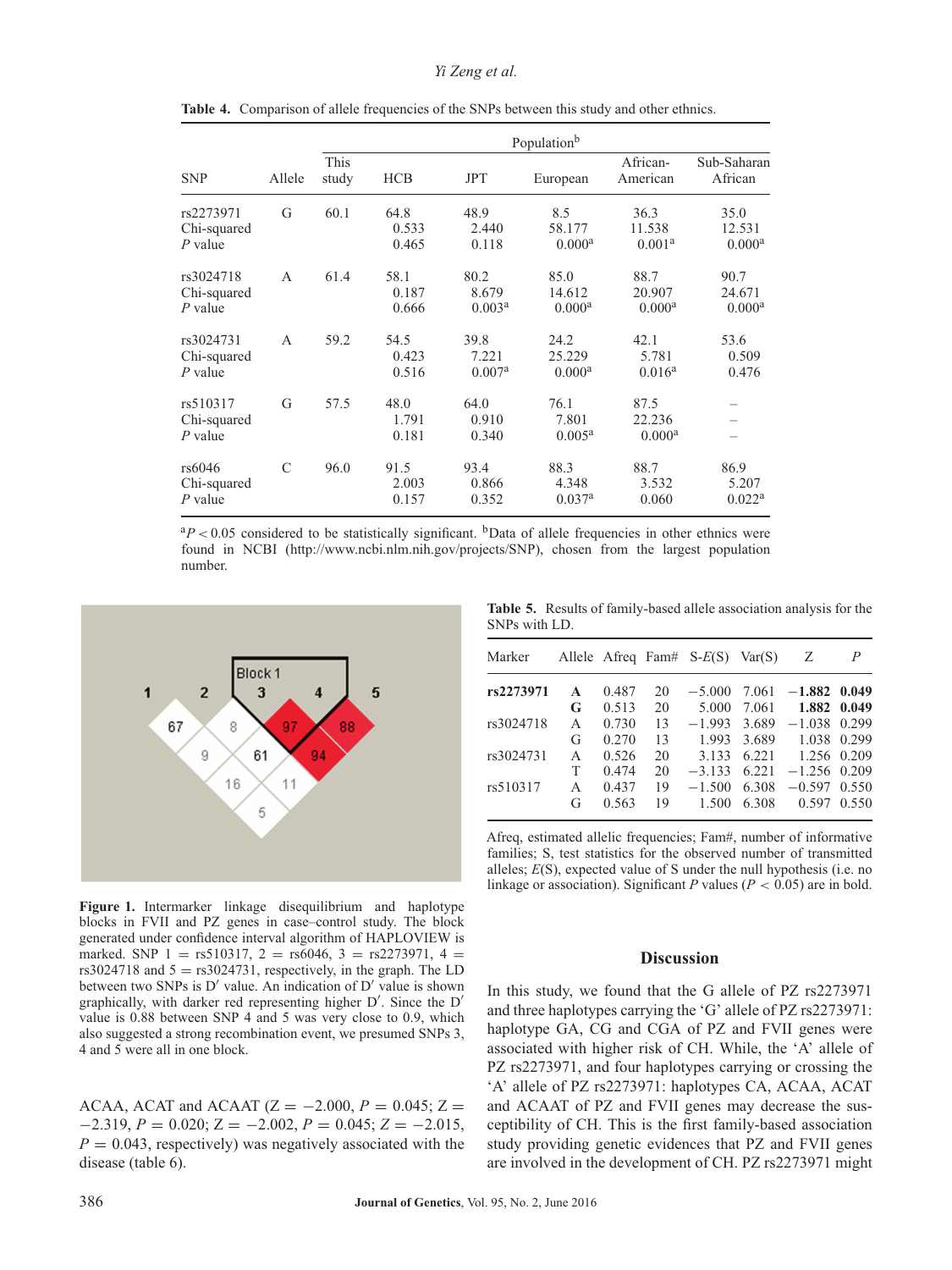**Table 4.** Comparison of allele frequencies of the SNPs between this study and other ethnics.

| SNP | Allele | This study | HCB | JPT | European | African-American | Sub-Saharan African |
|---|---|---|---|---|---|---|---|
| | | | Population[b] | | | | |
| rs2273971 | G | 60.1 | 64.8 | 48.9 | 8.5 | 36.3 | 35.0 |
| Chi-squared | | | 0.533 | 2.440 | 58.177 | 11.538 | 12.531 |
| *P* value | | | 0.465 | 0.118 | 0.000[a] | 0.001[a] | 0.000[a] |
| rs3024718 | A | 61.4 | 58.1 | 80.2 | 85.0 | 88.7 | 90.7 |
| Chi-squared | | | 0.187 | 8.679 | 14.612 | 20.907 | 24.671 |
| *P* value | | | 0.666 | 0.003[a] | 0.000[a] | 0.000[a] | 0.000[a] |
| rs3024731 | A | 59.2 | 54.5 | 39.8 | 24.2 | 42.1 | 53.6 |
| Chi-squared | | | 0.423 | 7.221 | 25.229 | 5.781 | 0.509 |
| *P* value | | | 0.516 | 0.007[a] | 0.000[a] | 0.016[a] | 0.476 |
| rs510317 | G | 57.5 | 48.0 | 64.0 | 76.1 | 87.5 | – |
| Chi-squared | | | 1.791 | 0.910 | 7.801 | 22.236 | – |
| *P* value | | | 0.181 | 0.340 | 0.005[a] | 0.000[a] | – |
| rs6046 | C | 96.0 | 91.5 | 93.4 | 88.3 | 88.7 | 86.9 |
| Chi-squared | | | 2.003 | 0.866 | 4.348 | 3.532 | 5.207 |
| *P* value | | | 0.157 | 0.352 | 0.037[a] | 0.060 | 0.022[a] |

[a]$P < 0.05$ considered to be statistically significant. [b]Data of allele frequencies in other ethnics were found in NCBI (http://www.ncbi.nlm.nih.gov/projects/SNP), chosen from the largest population number.

**Figure 1.** Intermarker linkage disequilibrium and haplotype blocks in FVII and PZ genes in case–control study. The block generated under confidence interval algorithm of HAPLOVIEW is marked. SNP 1 = rs510317, 2 = rs6046, 3 = rs2273971, 4 = rs3024718 and 5 = rs3024731, respectively, in the graph. The LD between two SNPs is D′ value. An indication of D′ value is shown graphically, with darker red representing higher D′. Since the D′ value is 0.88 between SNP 4 and 5 was very close to 0.9, which also suggested a strong recombination event, we presumed SNPs 3, 4 and 5 were all in one block.

ACAA, ACAT and ACAAT ($Z = -2.000$, $P = 0.045$; $Z = -2.319$, $P = 0.020$; $Z = -2.002$, $P = 0.045$; $Z = -2.015$, $P = 0.043$, respectively) was negatively associated with the disease (table 6).

**Table 5.** Results of family-based allele association analysis for the SNPs with LD.

| Marker | Allele | Afreq | Fam# | S-*E*(S) | Var(S) | Z | *P* |
|---|---|---|---|---|---|---|---|
| **rs2273971** | **A** | 0.487 | 20 | −5.000 | 7.061 | **−1.882** | **0.049** |
| | **G** | 0.513 | 20 | 5.000 | 7.061 | **1.882** | **0.049** |
| rs3024718 | A | 0.730 | 13 | −1.993 | 3.689 | −1.038 | 0.299 |
| | G | 0.270 | 13 | 1.993 | 3.689 | 1.038 | 0.299 |
| rs3024731 | A | 0.526 | 20 | 3.133 | 6.221 | 1.256 | 0.209 |
| | T | 0.474 | 20 | −3.133 | 6.221 | −1.256 | 0.209 |
| rs510317 | A | 0.437 | 19 | −1.500 | 6.308 | −0.597 | 0.550 |
| | G | 0.563 | 19 | 1.500 | 6.308 | 0.597 | 0.550 |

Afreq, estimated allelic frequencies; Fam#, number of informative families; S, test statistics for the observed number of transmitted alleles; *E*(S), expected value of S under the null hypothesis (i.e. no linkage or association). Significant *P* values ($P < 0.05$) are in bold.

## Discussion

In this study, we found that the G allele of PZ rs2273971 and three haplotypes carrying the 'G' allele of PZ rs2273971: haplotype GA, CG and CGA of PZ and FVII genes were associated with higher risk of CH. While, the 'A' allele of PZ rs2273971, and four haplotypes carrying or crossing the 'A' allele of PZ rs2273971: haplotypes CA, ACAA, ACAT and ACAAT of PZ and FVII genes may decrease the susceptibility of CH. This is the first family-based association study providing genetic evidences that PZ and FVII genes are involved in the development of CH. PZ rs2273971 might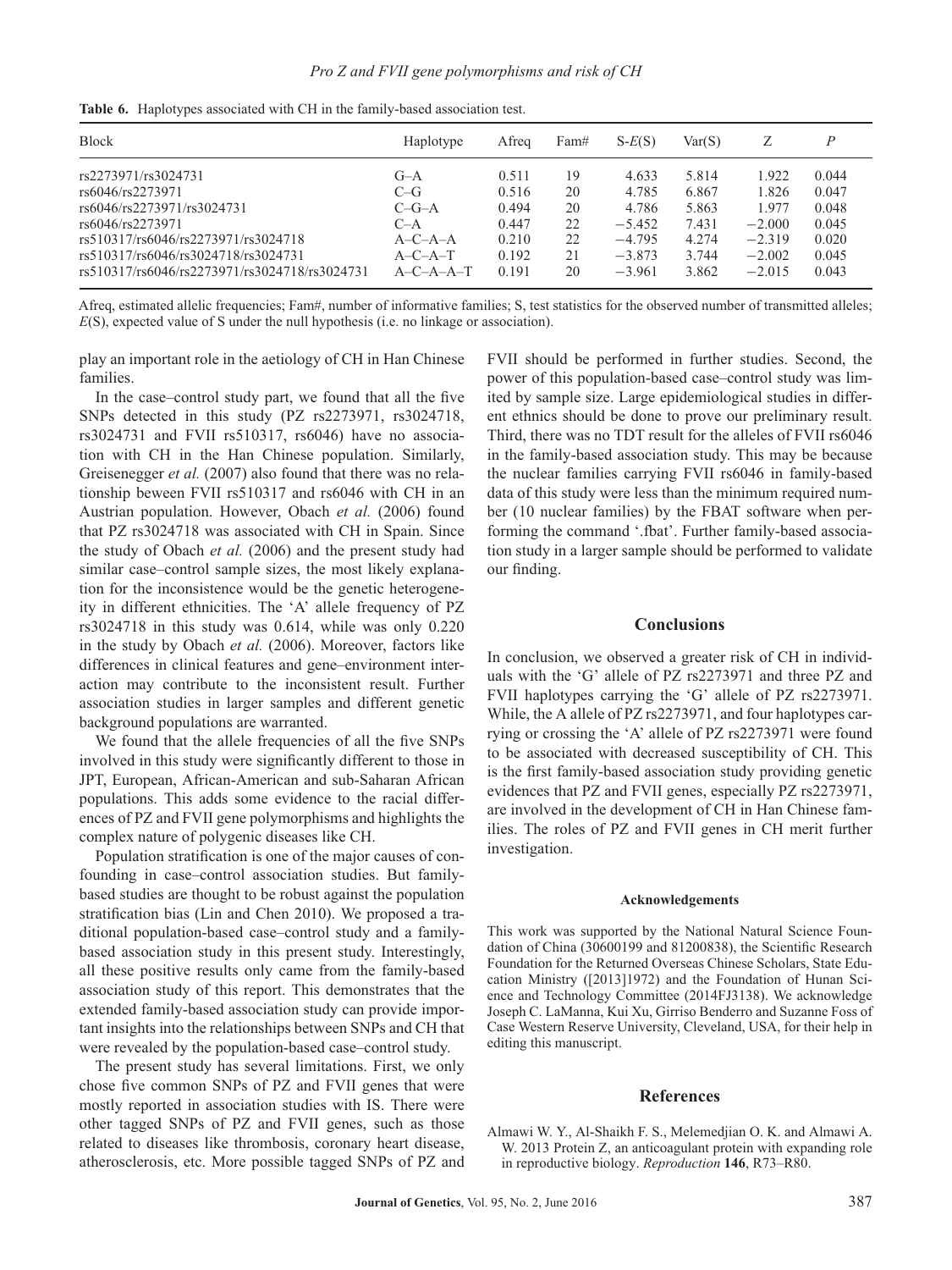**Table 6.** Haplotypes associated with CH in the family-based association test.

| Block | Haplotype | Afreq | Fam# | S-*E*(S) | Var(S) | Z | *P* |
|---|---|---|---|---|---|---|---|
| rs2273971/rs3024731 | G–A | 0.511 | 19 | 4.633 | 5.814 | 1.922 | 0.044 |
| rs6046/rs2273971 | C–G | 0.516 | 20 | 4.785 | 6.867 | 1.826 | 0.047 |
| rs6046/rs2273971/rs3024731 | C–G–A | 0.494 | 20 | 4.786 | 5.863 | 1.977 | 0.048 |
| rs6046/rs2273971 | C–A | 0.447 | 22 | −5.452 | 7.431 | −2.000 | 0.045 |
| rs510317/rs6046/rs2273971/rs3024718 | A–C–A–A | 0.210 | 22 | −4.795 | 4.274 | −2.319 | 0.020 |
| rs510317/rs6046/rs3024718/rs3024731 | A–C–A–T | 0.192 | 21 | −3.873 | 3.744 | −2.002 | 0.045 |
| rs510317/rs6046/rs2273971/rs3024718/rs3024731 | A–C–A–A–T | 0.191 | 20 | −3.961 | 3.862 | −2.015 | 0.043 |

Afreq, estimated allelic frequencies; Fam#, number of informative families; S, test statistics for the observed number of transmitted alleles; *E*(S), expected value of S under the null hypothesis (i.e. no linkage or association).

play an important role in the aetiology of CH in Han Chinese families.

In the case–control study part, we found that all the five SNPs detected in this study (PZ rs2273971, rs3024718, rs3024731 and FVII rs510317, rs6046) have no association with CH in the Han Chinese population. Similarly, Greisenegger *et al.* (2007) also found that there was no relationship beween FVII rs510317 and rs6046 with CH in an Austrian population. However, Obach *et al.* (2006) found that PZ rs3024718 was associated with CH in Spain. Since the study of Obach *et al.* (2006) and the present study had similar case–control sample sizes, the most likely explanation for the inconsistence would be the genetic heterogeneity in different ethnicities. The 'A' allele frequency of PZ rs3024718 in this study was 0.614, while was only 0.220 in the study by Obach *et al.* (2006). Moreover, factors like differences in clinical features and gene–environment interaction may contribute to the inconsistent result. Further association studies in larger samples and different genetic background populations are warranted.

We found that the allele frequencies of all the five SNPs involved in this study were significantly different to those in JPT, European, African-American and sub-Saharan African populations. This adds some evidence to the racial differences of PZ and FVII gene polymorphisms and highlights the complex nature of polygenic diseases like CH.

Population stratification is one of the major causes of confounding in case–control association studies. But family-based studies are thought to be robust against the population stratification bias (Lin and Chen 2010). We proposed a traditional population-based case–control study and a family-based association study in this present study. Interestingly, all these positive results only came from the family-based association study of this report. This demonstrates that the extended family-based association study can provide important insights into the relationships between SNPs and CH that were revealed by the population-based case–control study.

The present study has several limitations. First, we only chose five common SNPs of PZ and FVII genes that were mostly reported in association studies with IS. There were other tagged SNPs of PZ and FVII genes, such as those related to diseases like thrombosis, coronary heart disease, atherosclerosis, etc. More possible tagged SNPs of PZ and FVII should be performed in further studies. Second, the power of this population-based case–control study was limited by sample size. Large epidemiological studies in different ethnics should be done to prove our preliminary result. Third, there was no TDT result for the alleles of FVII rs6046 in the family-based association study. This may be because the nuclear families carrying FVII rs6046 in family-based data of this study were less than the minimum required number (10 nuclear families) by the FBAT software when performing the command '.fbat'. Further family-based association study in a larger sample should be performed to validate our finding.

## Conclusions

In conclusion, we observed a greater risk of CH in individuals with the 'G' allele of PZ rs2273971 and three PZ and FVII haplotypes carrying the 'G' allele of PZ rs2273971. While, the A allele of PZ rs2273971, and four haplotypes carrying or crossing the 'A' allele of PZ rs2273971 were found to be associated with decreased susceptibility of CH. This is the first family-based association study providing genetic evidences that PZ and FVII genes, especially PZ rs2273971, are involved in the development of CH in Han Chinese families. The roles of PZ and FVII genes in CH merit further investigation.

#### Acknowledgements

This work was supported by the National Natural Science Foundation of China (30600199 and 81200838), the Scientific Research Foundation for the Returned Overseas Chinese Scholars, State Education Ministry ([2013]1972) and the Foundation of Hunan Science and Technology Committee (2014FJ3138). We acknowledge Joseph C. LaManna, Kui Xu, Girriso Benderro and Suzanne Foss of Case Western Reserve University, Cleveland, USA, for their help in editing this manuscript.

## References

Almawi W. Y., Al-Shaikh F. S., Melemedjian O. K. and Almawi A. W. 2013 Protein Z, an anticoagulant protein with expanding role in reproductive biology. *Reproduction* **146**, R73–R80.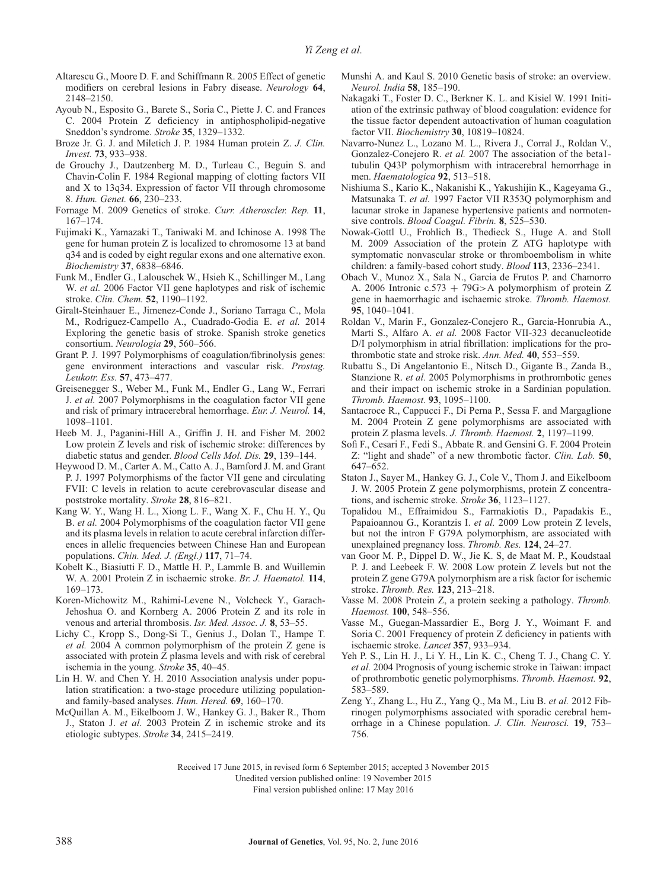Altarescu G., Moore D. F. and Schiffmann R. 2005 Effect of genetic modifiers on cerebral lesions in Fabry disease. *Neurology* **64**, 2148–2150.

Ayoub N., Esposito G., Barete S., Soria C., Piette J. C. and Frances C. 2004 Protein Z deficiency in antiphospholipid-negative Sneddon's syndrome. *Stroke* **35**, 1329–1332.

Broze Jr. G. J. and Miletich J. P. 1984 Human protein Z. *J. Clin. Invest.* **73**, 933–938.

de Grouchy J., Dautzenberg M. D., Turleau C., Beguin S. and Chavin-Colin F. 1984 Regional mapping of clotting factors VII and X to 13q34. Expression of factor VII through chromosome 8. *Hum. Genet.* **66**, 230–233.

Fornage M. 2009 Genetics of stroke. *Curr. Atheroscler. Rep.* **11**, 167–174.

Fujimaki K., Yamazaki T., Taniwaki M. and Ichinose A. 1998 The gene for human protein Z is localized to chromosome 13 at band q34 and is coded by eight regular exons and one alternative exon. *Biochemistry* **37**, 6838–6846.

Funk M., Endler G., Lalouschek W., Hsieh K., Schillinger M., Lang W. *et al.* 2006 Factor VII gene haplotypes and risk of ischemic stroke. *Clin. Chem.* **52**, 1190–1192.

Giralt-Steinhauer E., Jimenez-Conde J., Soriano Tarraga C., Mola M., Rodriguez-Campello A., Cuadrado-Godia E. *et al.* 2014 Exploring the genetic basis of stroke. Spanish stroke genetics consortium. *Neurologia* **29**, 560–566.

Grant P. J. 1997 Polymorphisms of coagulation/fibrinolysis genes: gene environment interactions and vascular risk. *Prostag. Leukotr. Ess.* **57**, 473–477.

Greisenegger S., Weber M., Funk M., Endler G., Lang W., Ferrari J. *et al.* 2007 Polymorphisms in the coagulation factor VII gene and risk of primary intracerebral hemorrhage. *Eur. J. Neurol.* **14**, 1098–1101.

Heeb M. J., Paganini-Hill A., Griffin J. H. and Fisher M. 2002 Low protein Z levels and risk of ischemic stroke: differences by diabetic status and gender. *Blood Cells Mol. Dis.* **29**, 139–144.

Heywood D. M., Carter A. M., Catto A. J., Bamford J. M. and Grant P. J. 1997 Polymorphisms of the factor VII gene and circulating FVII: C levels in relation to acute cerebrovascular disease and poststroke mortality. *Stroke* **28**, 816–821.

Kang W. Y., Wang H. L., Xiong L. F., Wang X. F., Chu H. Y., Qu B. *et al.* 2004 Polymorphisms of the coagulation factor VII gene and its plasma levels in relation to acute cerebral infarction differences in allelic frequencies between Chinese Han and European populations. *Chin. Med. J. (Engl.)* **117**, 71–74.

Kobelt K., Biasiutti F. D., Mattle H. P., Lammle B. and Wuillemin W. A. 2001 Protein Z in ischaemic stroke. *Br. J. Haematol.* **114**, 169–173.

Koren-Michowitz M., Rahimi-Levene N., Volcheck Y., Garach-Jehoshua O. and Kornberg A. 2006 Protein Z and its role in venous and arterial thrombosis. *Isr. Med. Assoc. J.* **8**, 53–55.

Lichy C., Kropp S., Dong-Si T., Genius J., Dolan T., Hampe T. *et al.* 2004 A common polymorphism of the protein Z gene is associated with protein Z plasma levels and with risk of cerebral ischemia in the young. *Stroke* **35**, 40–45.

Lin H. W. and Chen Y. H. 2010 Association analysis under population stratification: a two-stage procedure utilizing population- and family-based analyses. *Hum. Hered.* **69**, 160–170.

McQuillan A. M., Eikelboom J. W., Hankey G. J., Baker R., Thom J., Staton J. *et al.* 2003 Protein Z in ischemic stroke and its etiologic subtypes. *Stroke* **34**, 2415–2419.

Munshi A. and Kaul S. 2010 Genetic basis of stroke: an overview. *Neurol. India* **58**, 185–190.

Nakagaki T., Foster D. C., Berkner K. L. and Kisiel W. 1991 Initiation of the extrinsic pathway of blood coagulation: evidence for the tissue factor dependent autoactivation of human coagulation factor VII. *Biochemistry* **30**, 10819–10824.

Navarro-Nunez L., Lozano M. L., Rivera J., Corral J., Roldan V., Gonzalez-Conejero R. *et al.* 2007 The association of the beta1-tubulin Q43P polymorphism with intracerebral hemorrhage in men. *Haematologica* **92**, 513–518.

Nishiuma S., Kario K., Nakanishi K., Yakushijin K., Kageyama G., Matsunaka T. *et al.* 1997 Factor VII R353Q polymorphism and lacunar stroke in Japanese hypertensive patients and normotensive controls. *Blood Coagul. Fibrin.* **8**, 525–530.

Nowak-Gottl U., Frohlich B., Thedieck S., Huge A. and Stoll M. 2009 Association of the protein Z ATG haplotype with symptomatic nonvascular stroke or thromboembolism in white children: a family-based cohort study. *Blood* **113**, 2336–2341.

Obach V., Munoz X., Sala N., Garcia de Frutos P. and Chamorro A. 2006 Intronic c.573 + 79G>A polymorphism of protein Z gene in haemorrhagic and ischaemic stroke. *Thromb. Haemost.* **95**, 1040–1041.

Roldan V., Marin F., Gonzalez-Conejero R., Garcia-Honrubia A., Marti S., Alfaro A. *et al.* 2008 Factor VII-323 decanucleotide D/I polymorphism in atrial fibrillation: implications for the prothrombotic state and stroke risk. *Ann. Med.* **40**, 553–559.

Rubattu S., Di Angelantonio E., Nitsch D., Gigante B., Zanda B., Stanzione R. *et al.* 2005 Polymorphisms in prothrombotic genes and their impact on ischemic stroke in a Sardinian population. *Thromb. Haemost.* **93**, 1095–1100.

Santacroce R., Cappucci F., Di Perna P., Sessa F. and Margaglione M. 2004 Protein Z gene polymorphisms are associated with protein Z plasma levels. *J. Thromb. Haemost.* **2**, 1197–1199.

Sofi F., Cesari F., Fedi S., Abbate R. and Gensini G. F. 2004 Protein Z: "light and shade" of a new thrombotic factor. *Clin. Lab.* **50**, 647–652.

Staton J., Sayer M., Hankey G. J., Cole V., Thom J. and Eikelboom J. W. 2005 Protein Z gene polymorphisms, protein Z concentrations, and ischemic stroke. *Stroke* **36**, 1123–1127.

Topalidou M., Effraimidou S., Farmakiotis D., Papadakis E., Papaioannou G., Korantzis I. *et al.* 2009 Low protein Z levels, but not the intron F G79A polymorphism, are associated with unexplained pregnancy loss. *Thromb. Res.* **124**, 24–27.

van Goor M. P., Dippel D. W., Jie K. S, de Maat M. P., Koudstaal P. J. and Leebeek F. W. 2008 Low protein Z levels but not the protein Z gene G79A polymorphism are a risk factor for ischemic stroke. *Thromb. Res.* **123**, 213–218.

Vasse M. 2008 Protein Z, a protein seeking a pathology. *Thromb. Haemost.* **100**, 548–556.

Vasse M., Guegan-Massardier E., Borg J. Y., Woimant F. and Soria C. 2001 Frequency of protein Z deficiency in patients with ischaemic stroke. *Lancet* **357**, 933–934.

Yeh P. S., Lin H. J., Li Y. H., Lin K. C., Cheng T. J., Chang C. Y. *et al.* 2004 Prognosis of young ischemic stroke in Taiwan: impact of prothrombotic genetic polymorphisms. *Thromb. Haemost.* **92**, 583–589.

Zeng Y., Zhang L., Hu Z., Yang Q., Ma M., Liu B. *et al.* 2012 Fibrinogen polymorphisms associated with sporadic cerebral hemorrhage in a Chinese population. *J. Clin. Neurosci.* **19**, 753–756.

Received 17 June 2015, in revised form 6 September 2015; accepted 3 November 2015
Unedited version published online: 19 November 2015
Final version published online: 17 May 2016